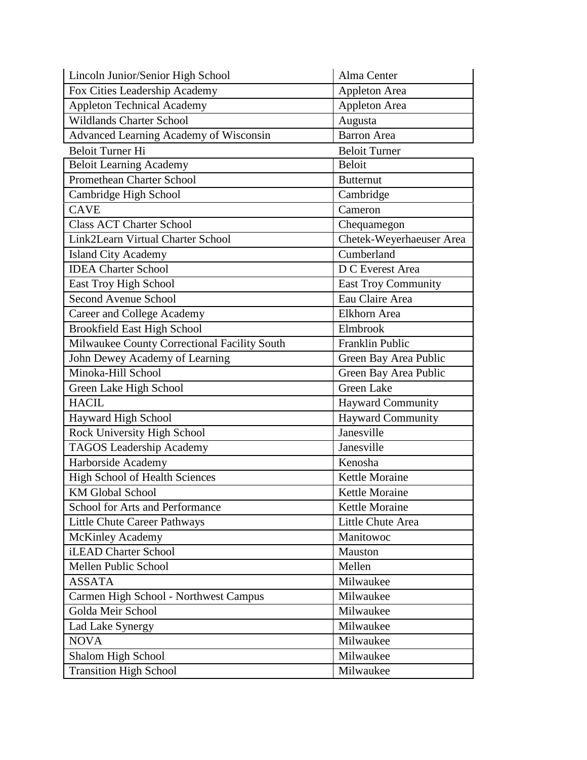| Lincoln Junior/Senior High School | Alma Center |
|---|---|
| Fox Cities Leadership Academy | Appleton Area |
| Appleton Technical Academy | Appleton Area |
| Wildlands Charter School | Augusta |
| Advanced Learning Academy of Wisconsin | Barron Area |
| Beloit Turner Hi | Beloit Turner |
| Beloit Learning Academy | Beloit |
| Promethean Charter School | Butternut |
| Cambridge High School | Cambridge |
| CAVE | Cameron |
| Class ACT Charter School | Chequamegon |
| Link2Learn Virtual Charter School | Chetek-Weyerhaeuser Area |
| Island City Academy | Cumberland |
| IDEA Charter School | D C Everest Area |
| East Troy High School | East Troy Community |
| Second Avenue School | Eau Claire Area |
| Career and College Academy | Elkhorn Area |
| Brookfield East High School | Elmbrook |
| Milwaukee County Correctional Facility South | Franklin Public |
| John Dewey Academy of Learning | Green Bay Area Public |
| Minoka-Hill School | Green Bay Area Public |
| Green Lake High School | Green Lake |
| HACIL | Hayward Community |
| Hayward High School | Hayward Community |
| Rock University High School | Janesville |
| TAGOS Leadership Academy | Janesville |
| Harborside Academy | Kenosha |
| High School of Health Sciences | Kettle Moraine |
| KM Global School | Kettle Moraine |
| School for Arts and Performance | Kettle Moraine |
| Little Chute Career Pathways | Little Chute Area |
| McKinley Academy | Manitowoc |
| iLEAD Charter School | Mauston |
| Mellen Public School | Mellen |
| ASSATA | Milwaukee |
| Carmen High School - Northwest Campus | Milwaukee |
| Golda Meir School | Milwaukee |
| Lad Lake Synergy | Milwaukee |
| NOVA | Milwaukee |
| Shalom High School | Milwaukee |
| Transition High School | Milwaukee |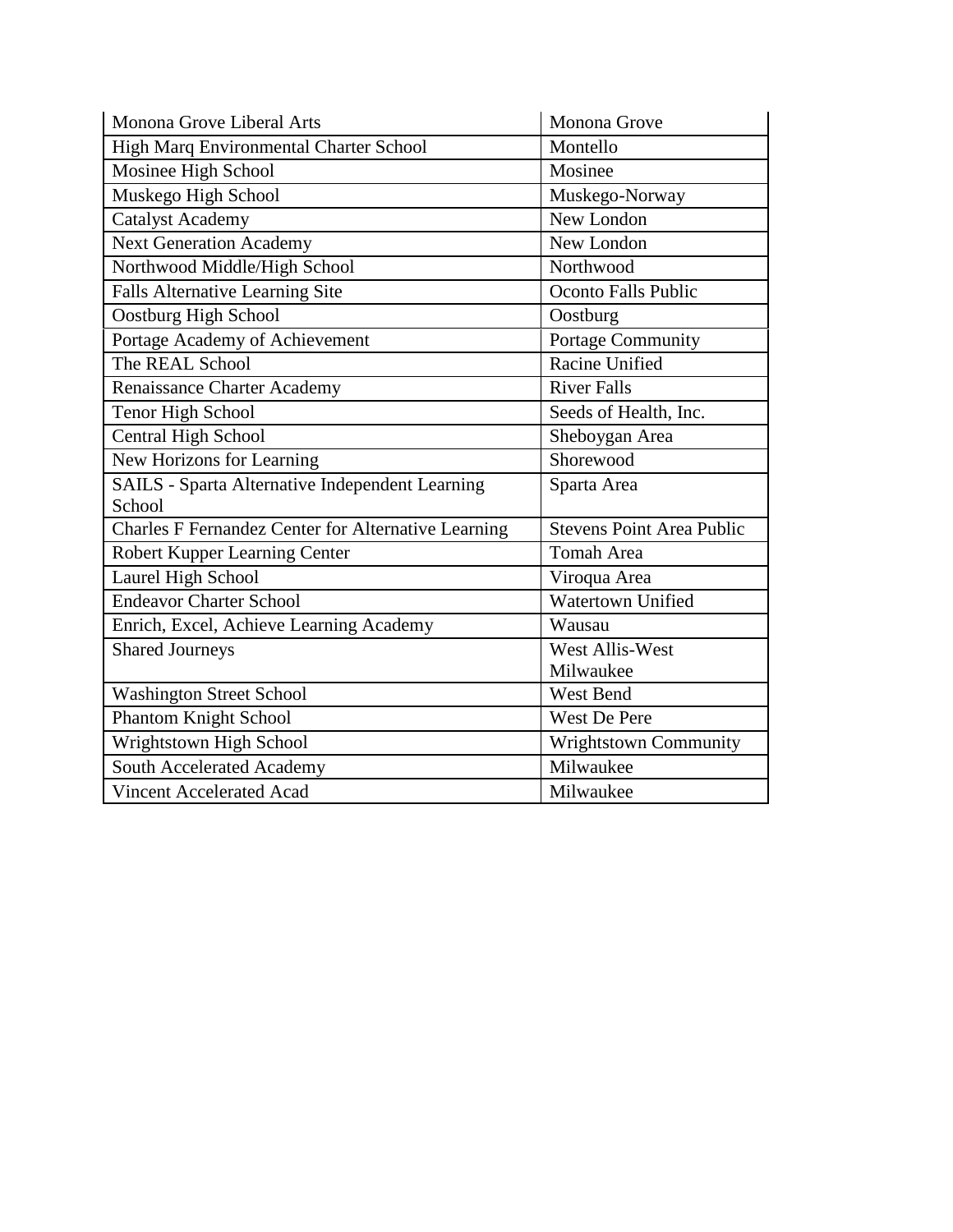| | |
|---|---|
| Monona Grove Liberal Arts | Monona Grove |
| High Marq Environmental Charter School | Montello |
| Mosinee High School | Mosinee |
| Muskego High School | Muskego-Norway |
| Catalyst Academy | New London |
| Next Generation Academy | New London |
| Northwood Middle/High School | Northwood |
| Falls Alternative Learning Site | Oconto Falls Public |
| Oostburg High School | Oostburg |
| Portage Academy of Achievement | Portage Community |
| The REAL School | Racine Unified |
| Renaissance Charter Academy | River Falls |
| Tenor High School | Seeds of Health, Inc. |
| Central High School | Sheboygan Area |
| New Horizons for Learning | Shorewood |
| SAILS - Sparta Alternative Independent Learning School | Sparta Area |
| Charles F Fernandez Center for Alternative Learning | Stevens Point Area Public |
| Robert Kupper Learning Center | Tomah Area |
| Laurel High School | Viroqua Area |
| Endeavor Charter School | Watertown Unified |
| Enrich, Excel, Achieve Learning Academy | Wausau |
| Shared Journeys | West Allis-West Milwaukee |
| Washington Street School | West Bend |
| Phantom Knight School | West De Pere |
| Wrightstown High School | Wrightstown Community |
| South Accelerated Academy | Milwaukee |
| Vincent Accelerated Acad | Milwaukee |